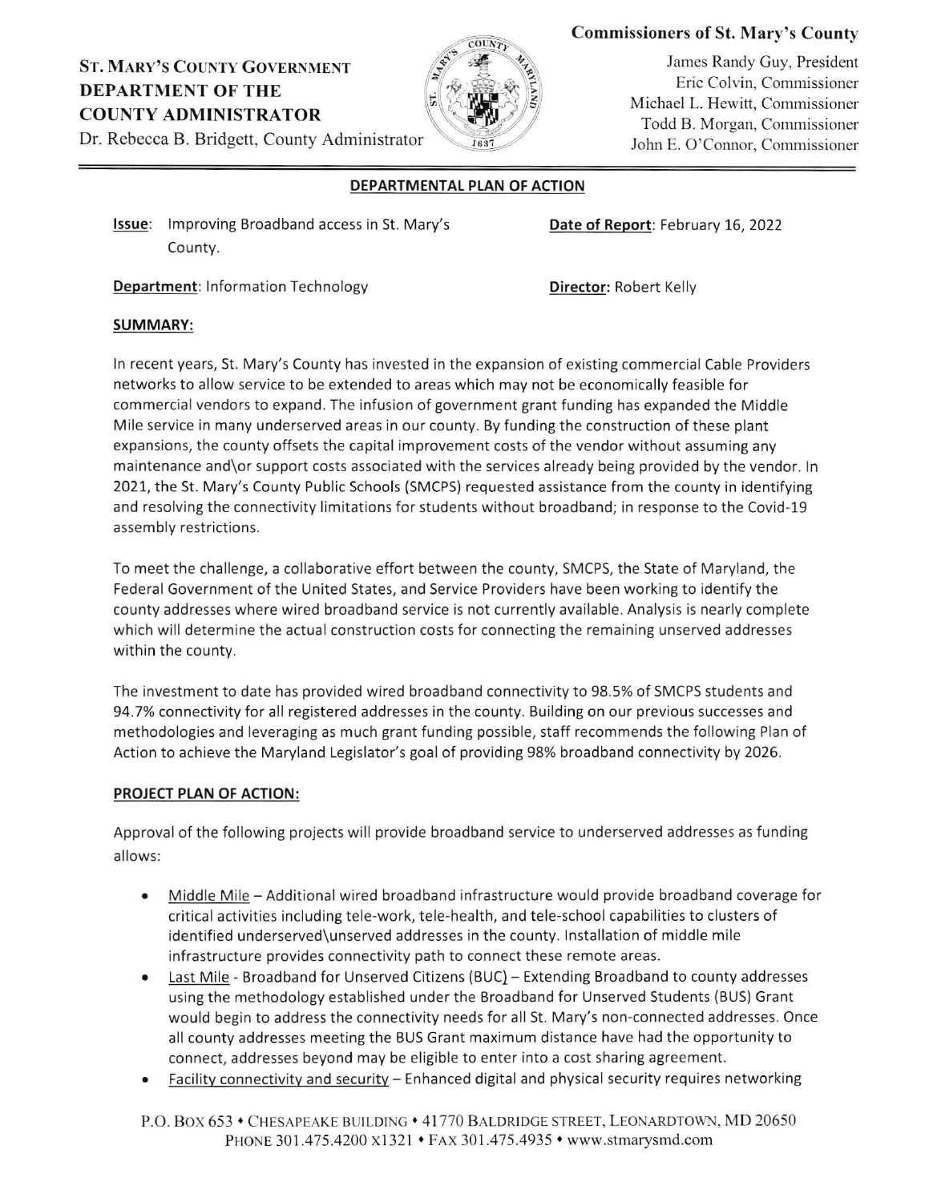**ST. MARY'S COUNTY GOVERNMENT**
**DEPARTMENT OF THE COUNTY ADMINISTRATOR**
Dr. Rebecca B. Bridgett, County Administrator

**Commissioners of St. Mary's County**
James Randy Guy, President
Eric Colvin, Commissioner
Michael L. Hewitt, Commissioner
Todd B. Morgan, Commissioner
John E. O'Connor, Commissioner

## DEPARTMENTAL PLAN OF ACTION

**Issue**: Improving Broadband access in St. Mary's County.

**Date of Report**: February 16, 2022

**Department**: Information Technology

**Director:** Robert Kelly

### SUMMARY:

In recent years, St. Mary's County has invested in the expansion of existing commercial Cable Providers networks to allow service to be extended to areas which may not be economically feasible for commercial vendors to expand. The infusion of government grant funding has expanded the Middle Mile service in many underserved areas in our county. By funding the construction of these plant expansions, the county offsets the capital improvement costs of the vendor without assuming any maintenance and\or support costs associated with the services already being provided by the vendor. In 2021, the St. Mary's County Public Schools (SMCPS) requested assistance from the county in identifying and resolving the connectivity limitations for students without broadband; in response to the Covid-19 assembly restrictions.

To meet the challenge, a collaborative effort between the county, SMCPS, the State of Maryland, the Federal Government of the United States, and Service Providers have been working to identify the county addresses where wired broadband service is not currently available. Analysis is nearly complete which will determine the actual construction costs for connecting the remaining unserved addresses within the county.

The investment to date has provided wired broadband connectivity to 98.5% of SMCPS students and 94.7% connectivity for all registered addresses in the county. Building on our previous successes and methodologies and leveraging as much grant funding possible, staff recommends the following Plan of Action to achieve the Maryland Legislator's goal of providing 98% broadband connectivity by 2026.

### PROJECT PLAN OF ACTION:

Approval of the following projects will provide broadband service to underserved addresses as funding allows:

- Middle Mile – Additional wired broadband infrastructure would provide broadband coverage for critical activities including tele-work, tele-health, and tele-school capabilities to clusters of identified underserved\unserved addresses in the county. Installation of middle mile infrastructure provides connectivity path to connect these remote areas.
- Last Mile - Broadband for Unserved Citizens (BUC) – Extending Broadband to county addresses using the methodology established under the Broadband for Unserved Students (BUS) Grant would begin to address the connectivity needs for all St. Mary's non-connected addresses. Once all county addresses meeting the BUS Grant maximum distance have had the opportunity to connect, addresses beyond may be eligible to enter into a cost sharing agreement.
- Facility connectivity and security – Enhanced digital and physical security requires networking

P.O. BOX 653 • CHESAPEAKE BUILDING • 41770 BALDRIDGE STREET, LEONARDTOWN, MD 20650
PHONE 301.475.4200 X1321 • FAX 301.475.4935 • www.stmarysmd.com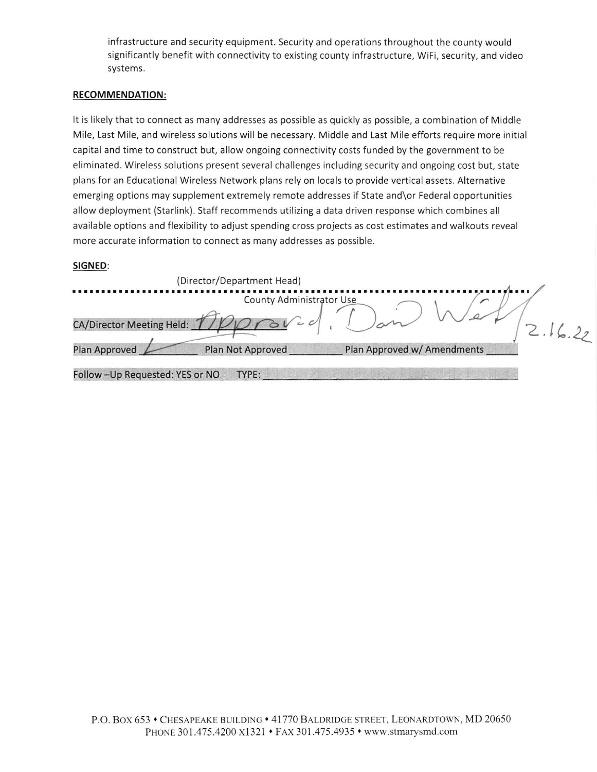infrastructure and security equipment. Security and operations throughout the county would significantly benefit with connectivity to existing county infrastructure, WiFi, security, and video systems.

**RECOMMENDATION:**

It is likely that to connect as many addresses as possible as quickly as possible, a combination of Middle Mile, Last Mile, and wireless solutions will be necessary. Middle and Last Mile efforts require more initial capital and time to construct but, allow ongoing connectivity costs funded by the government to be eliminated. Wireless solutions present several challenges including security and ongoing cost but, state plans for an Educational Wireless Network plans rely on locals to provide vertical assets. Alternative emerging options may supplement extremely remote addresses if State and\or Federal opportunities allow deployment (Starlink). Staff recommends utilizing a data driven response which combines all available options and flexibility to adjust spending cross projects as cost estimates and walkouts reveal more accurate information to connect as many addresses as possible.

**SIGNED**:

(Director/Department Head)

County Administrator Use

CA/Director Meeting Held: Approved. Dan West 2.16.22

Plan Approved ✓ Plan Not Approved ______ Plan Approved w/ Amendments ______

Follow –Up Requested: YES or NO TYPE: ______

P.O. Box 653 • Chesapeake Building • 41770 Baldridge Street, Leonardtown, MD 20650
Phone 301.475.4200 x1321 • Fax 301.475.4935 • www.stmarysmd.com